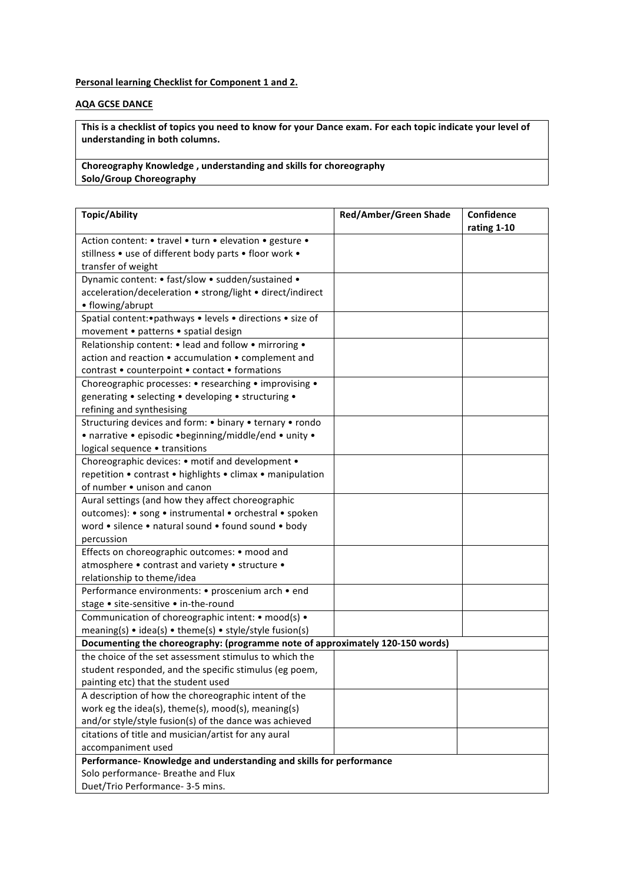**Personal learning Checklist for Component 1 and 2.**

**AQA GCSE DANCE**

**This is a checklist of topics you need to know for your Dance exam. For each topic indicate your level of understanding in both columns.**

**Choreography Knowledge , understanding and skills for choreography**
**Solo/Group Choreography**

| Topic/Ability | Red/Amber/Green Shade | Confidence rating 1-10 |
|---|---|---|
| Action content: • travel • turn • elevation • gesture • stillness • use of different body parts • floor work • transfer of weight | | |
| Dynamic content: • fast/slow • sudden/sustained • acceleration/deceleration • strong/light • direct/indirect • flowing/abrupt | | |
| Spatial content:•pathways • levels • directions • size of movement • patterns • spatial design | | |
| Relationship content: • lead and follow • mirroring • action and reaction • accumulation • complement and contrast • counterpoint • contact • formations | | |
| Choreographic processes: • researching • improvising • generating • selecting • developing • structuring • refining and synthesising | | |
| Structuring devices and form: • binary • ternary • rondo • narrative • episodic •beginning/middle/end • unity • logical sequence • transitions | | |
| Choreographic devices: • motif and development • repetition • contrast • highlights • climax • manipulation of number • unison and canon | | |
| Aural settings (and how they affect choreographic outcomes): • song • instrumental • orchestral • spoken word • silence • natural sound • found sound • body percussion | | |
| Effects on choreographic outcomes: • mood and atmosphere • contrast and variety • structure • relationship to theme/idea | | |
| Performance environments: • proscenium arch • end stage • site-sensitive • in-the-round | | |
| Communication of choreographic intent: • mood(s) • meaning(s) • idea(s) • theme(s) • style/style fusion(s) | | |
| **Documenting the choreography: (programme note of approximately 120-150 words)** | | |
| the choice of the set assessment stimulus to which the student responded, and the specific stimulus (eg poem, painting etc) that the student used | | |
| A description of how the choreographic intent of the work eg the idea(s), theme(s), mood(s), meaning(s) and/or style/style fusion(s) of the dance was achieved | | |
| citations of title and musician/artist for any aural accompaniment used | | |

**Performance- Knowledge and understanding and skills for performance**
Solo performance- Breathe and Flux
Duet/Trio Performance- 3-5 mins.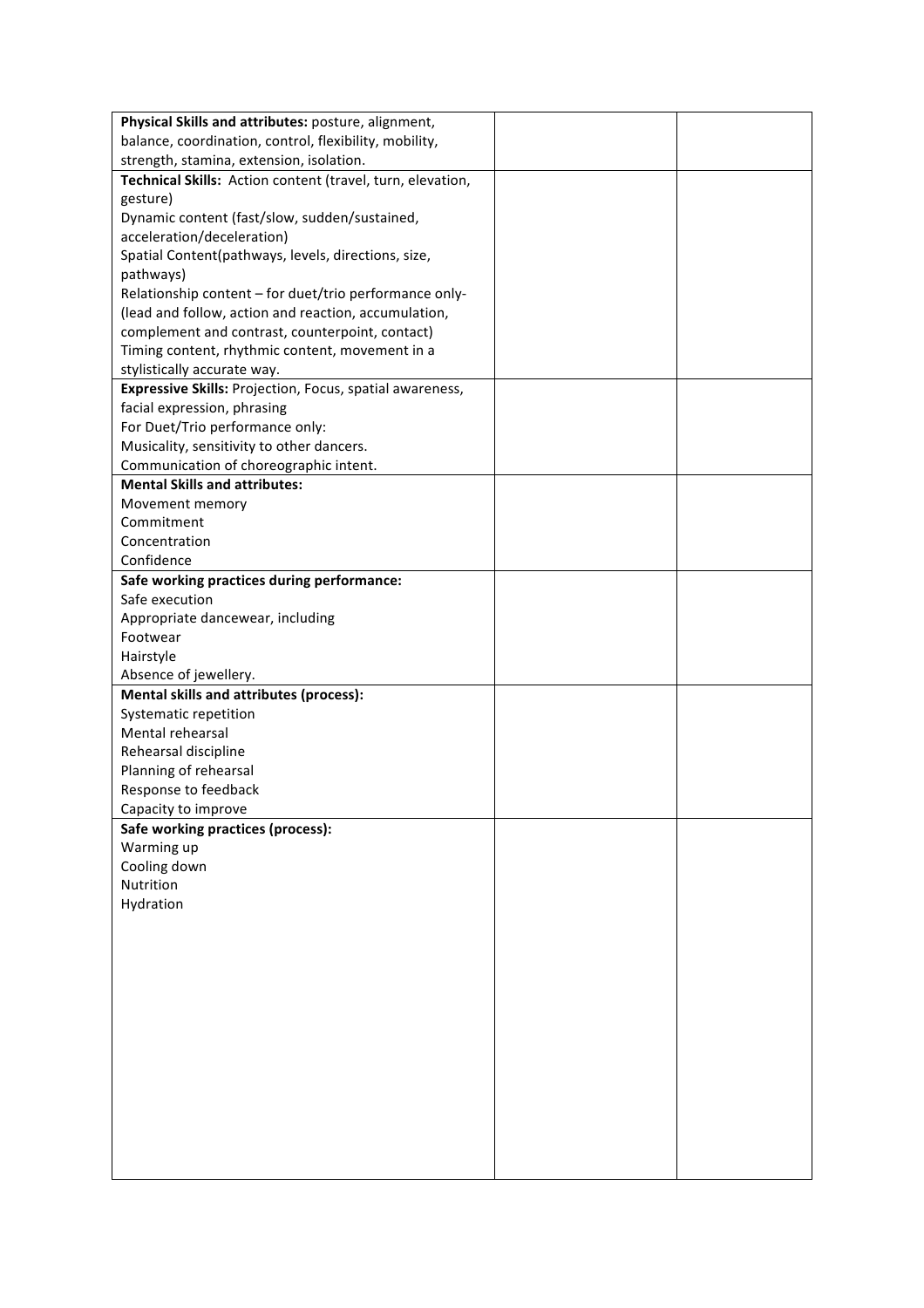| | | |
|---|---|---|
| **Physical Skills and attributes:** posture, alignment, balance, coordination, control, flexibility, mobility, strength, stamina, extension, isolation. | | |
| **Technical Skills:** Action content (travel, turn, elevation, gesture)<br>Dynamic content (fast/slow, sudden/sustained, acceleration/deceleration)<br>Spatial Content(pathways, levels, directions, size, pathways)<br>Relationship content – for duet/trio performance only- (lead and follow, action and reaction, accumulation, complement and contrast, counterpoint, contact)<br>Timing content, rhythmic content, movement in a stylistically accurate way. | | |
| **Expressive Skills:** Projection, Focus, spatial awareness, facial expression, phrasing<br>For Duet/Trio performance only:<br>Musicality, sensitivity to other dancers.<br>Communication of choreographic intent. | | |
| **Mental Skills and attributes:**<br>Movement memory<br>Commitment<br>Concentration<br>Confidence | | |
| **Safe working practices during performance:**<br>Safe execution<br>Appropriate dancewear, including<br>Footwear<br>Hairstyle<br>Absence of jewellery. | | |
| **Mental skills and attributes (process):**<br>Systematic repetition<br>Mental rehearsal<br>Rehearsal discipline<br>Planning of rehearsal<br>Response to feedback<br>Capacity to improve | | |
| **Safe working practices (process):**<br>Warming up<br>Cooling down<br>Nutrition<br>Hydration | | |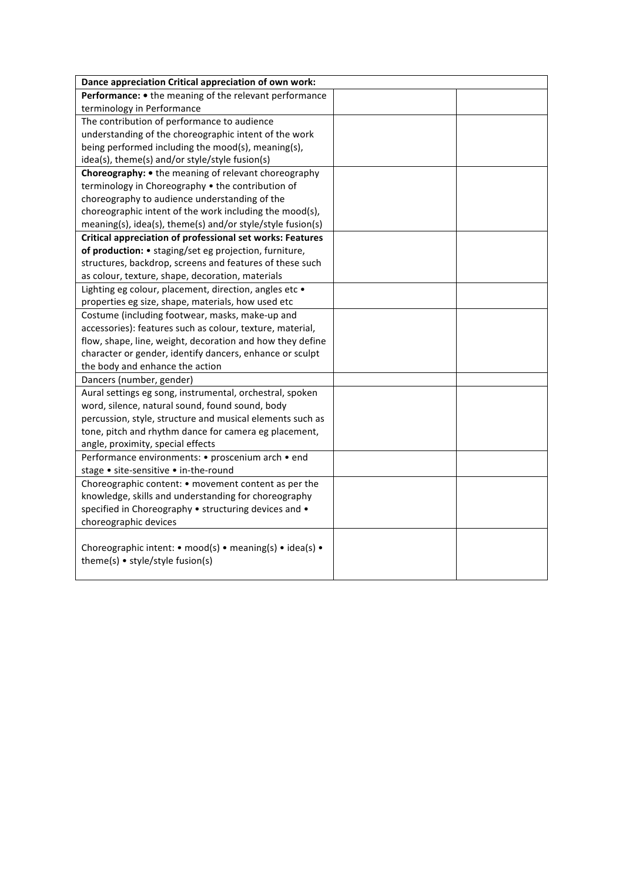| **Dance appreciation Critical appreciation of own work:** | | |
| --- | --- | --- |
| **Performance:** • the meaning of the relevant performance terminology in Performance | | |
| The contribution of performance to audience understanding of the choreographic intent of the work being performed including the mood(s), meaning(s), idea(s), theme(s) and/or style/style fusion(s) | | |
| **Choreography:** • the meaning of relevant choreography terminology in Choreography • the contribution of choreography to audience understanding of the choreographic intent of the work including the mood(s), meaning(s), idea(s), theme(s) and/or style/style fusion(s) | | |
| **Critical appreciation of professional set works: Features of production:** • staging/set eg projection, furniture, structures, backdrop, screens and features of these such as colour, texture, shape, decoration, materials | | |
| Lighting eg colour, placement, direction, angles etc • properties eg size, shape, materials, how used etc | | |
| Costume (including footwear, masks, make-up and accessories): features such as colour, texture, material, flow, shape, line, weight, decoration and how they define character or gender, identify dancers, enhance or sculpt the body and enhance the action | | |
| Dancers (number, gender) | | |
| Aural settings eg song, instrumental, orchestral, spoken word, silence, natural sound, found sound, body percussion, style, structure and musical elements such as tone, pitch and rhythm dance for camera eg placement, angle, proximity, special effects | | |
| Performance environments: • proscenium arch • end stage • site-sensitive • in-the-round | | |
| Choreographic content: • movement content as per the knowledge, skills and understanding for choreography specified in Choreography • structuring devices and • choreographic devices | | |
| Choreographic intent: • mood(s) • meaning(s) • idea(s) • theme(s) • style/style fusion(s) | | |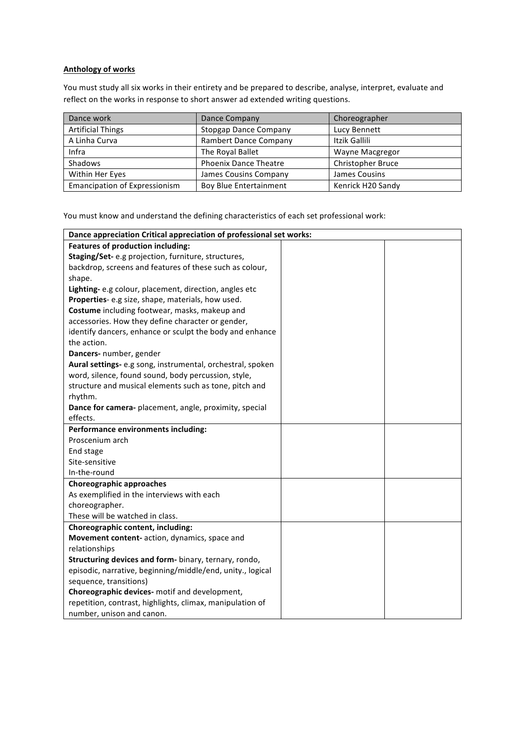**Anthology of works**

You must study all six works in their entirety and be prepared to describe, analyse, interpret, evaluate and reflect on the works in response to short answer ad extended writing questions.

| Dance work | Dance Company | Choreographer |
|---|---|---|
| Artificial Things | Stopgap Dance Company | Lucy Bennett |
| A Linha Curva | Rambert Dance Company | Itzik Gallili |
| Infra | The Royal Ballet | Wayne Macgregor |
| Shadows | Phoenix Dance Theatre | Christopher Bruce |
| Within Her Eyes | James Cousins Company | James Cousins |
| Emancipation of Expressionism | Boy Blue Entertainment | Kenrick H20 Sandy |

You must know and understand the defining characteristics of each set professional work:

| Dance appreciation Critical appreciation of professional set works: | | |
|---|---|---|
| **Features of production including:**<br>**Staging/Set-** e.g projection, furniture, structures, backdrop, screens and features of these such as colour, shape.<br>**Lighting-** e.g colour, placement, direction, angles etc<br>**Properties**- e.g size, shape, materials, how used.<br>**Costume** including footwear, masks, makeup and accessories. How they define character or gender, identify dancers, enhance or sculpt the body and enhance the action.<br>**Dancers-** number, gender<br>**Aural settings-** e.g song, instrumental, orchestral, spoken word, silence, found sound, body percussion, style, structure and musical elements such as tone, pitch and rhythm.<br>**Dance for camera-** placement, angle, proximity, special effects. | | |
| **Performance environments including:**<br>Proscenium arch<br>End stage<br>Site-sensitive<br>In-the-round | | |
| **Choreographic approaches**<br>As exemplified in the interviews with each choreographer.<br>These will be watched in class. | | |
| **Choreographic content, including:**<br>**Movement content-** action, dynamics, space and relationships<br>**Structuring devices and form-** binary, ternary, rondo, episodic, narrative, beginning/middle/end, unity., logical sequence, transitions)<br>**Choreographic devices-** motif and development, repetition, contrast, highlights, climax, manipulation of number, unison and canon. | | |